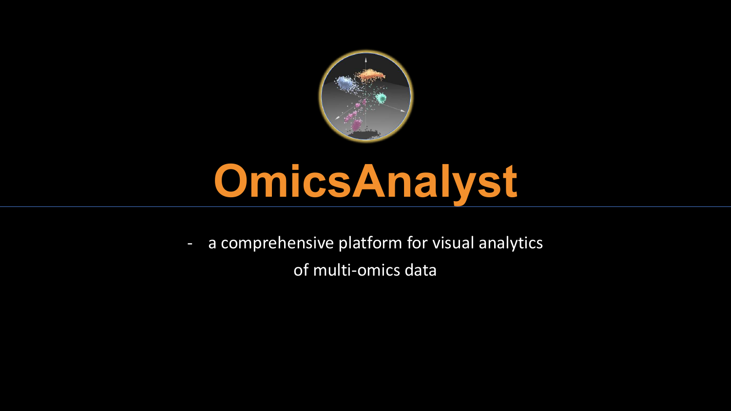# OmicsAnalyst

- a comprehensive platform for visual analytics of multi-omics data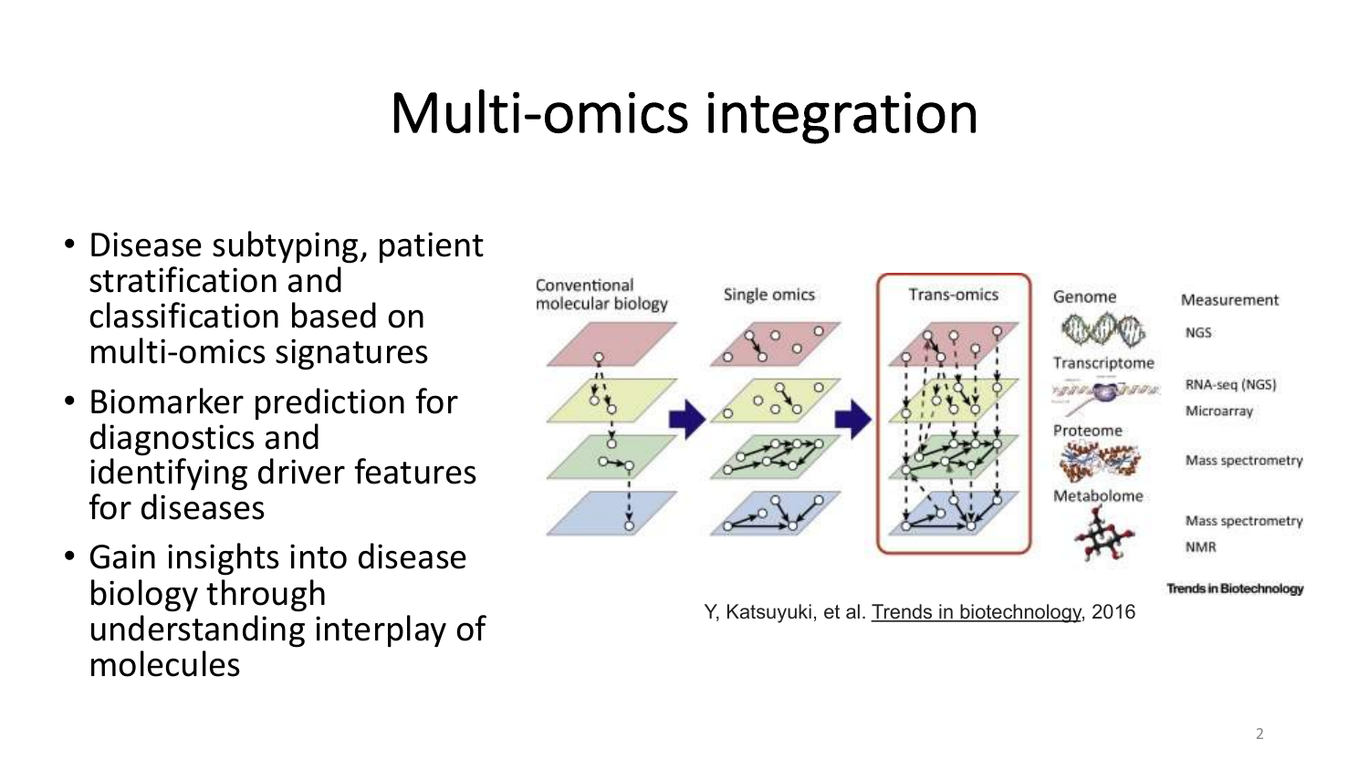# Multi-omics integration

- Disease subtyping, patient stratification and classification based on multi-omics signatures
- Biomarker prediction for diagnostics and identifying driver features for diseases
- Gain insights into disease biology through understanding interplay of molecules

Y, Katsuyuki, et al. Trends in biotechnology, 2016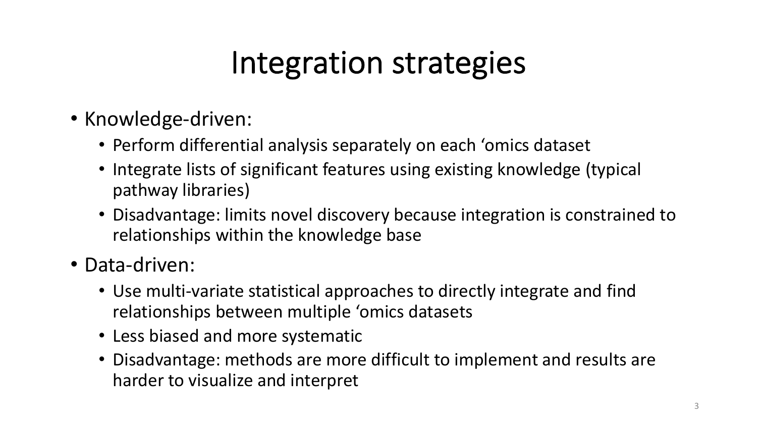# Integration strategies

- Knowledge-driven:
  - Perform differential analysis separately on each ‘omics dataset
  - Integrate lists of significant features using existing knowledge (typical pathway libraries)
  - Disadvantage: limits novel discovery because integration is constrained to relationships within the knowledge base
- Data-driven:
  - Use multi-variate statistical approaches to directly integrate and find relationships between multiple ‘omics datasets
  - Less biased and more systematic
  - Disadvantage: methods are more difficult to implement and results are harder to visualize and interpret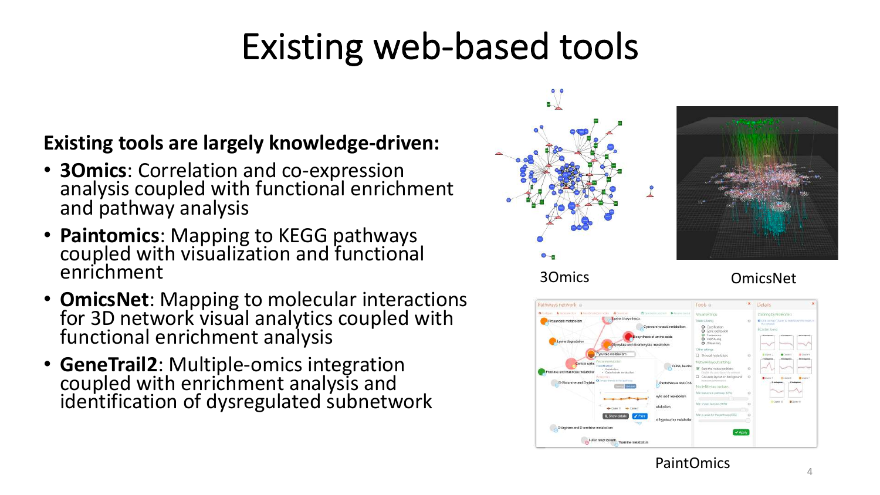# Existing web-based tools

**Existing tools are largely knowledge-driven:**

- **3Omics**: Correlation and co-expression analysis coupled with functional enrichment and pathway analysis
- **Paintomics**: Mapping to KEGG pathways coupled with visualization and functional enrichment
- **OmicsNet**: Mapping to molecular interactions for 3D network visual analytics coupled with functional enrichment analysis
- **GeneTrail2**: Multiple-omics integration coupled with enrichment analysis and identification of dysregulated subnetwork

3Omics

OmicsNet

PaintOmics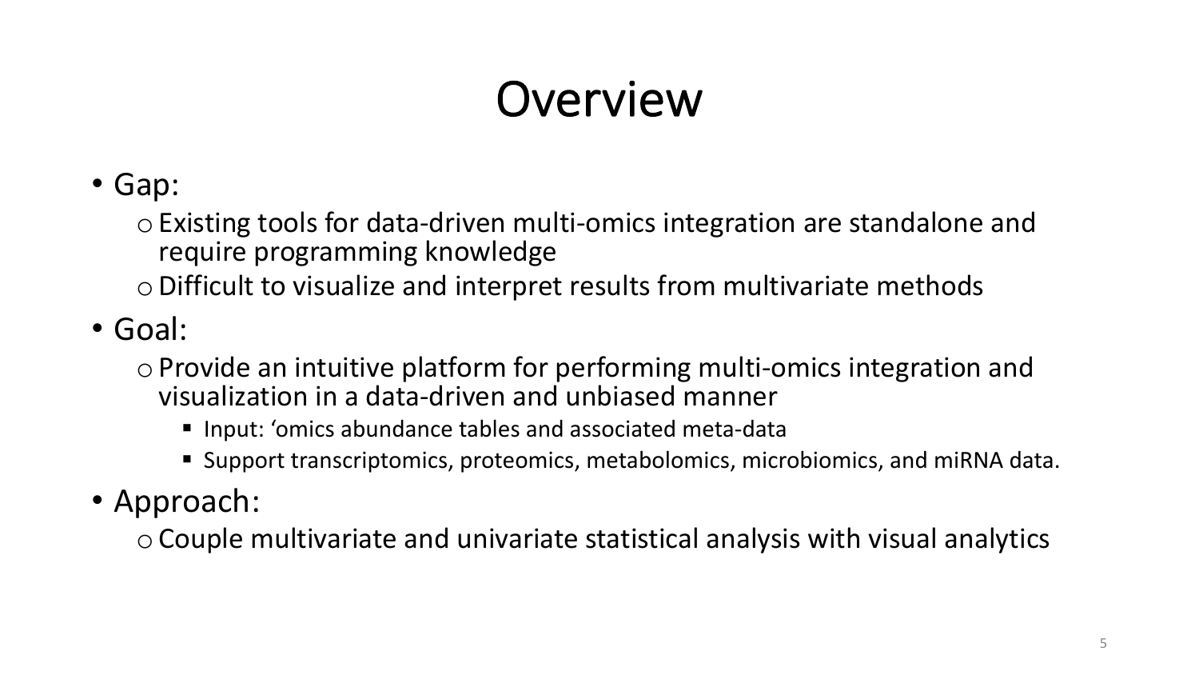# Overview

- Gap:
  - Existing tools for data-driven multi-omics integration are standalone and require programming knowledge
  - Difficult to visualize and interpret results from multivariate methods
- Goal:
  - Provide an intuitive platform for performing multi-omics integration and visualization in a data-driven and unbiased manner
    - Input: ‘omics abundance tables and associated meta-data
    - Support transcriptomics, proteomics, metabolomics, microbiomics, and miRNA data.
- Approach:
  - Couple multivariate and univariate statistical analysis with visual analytics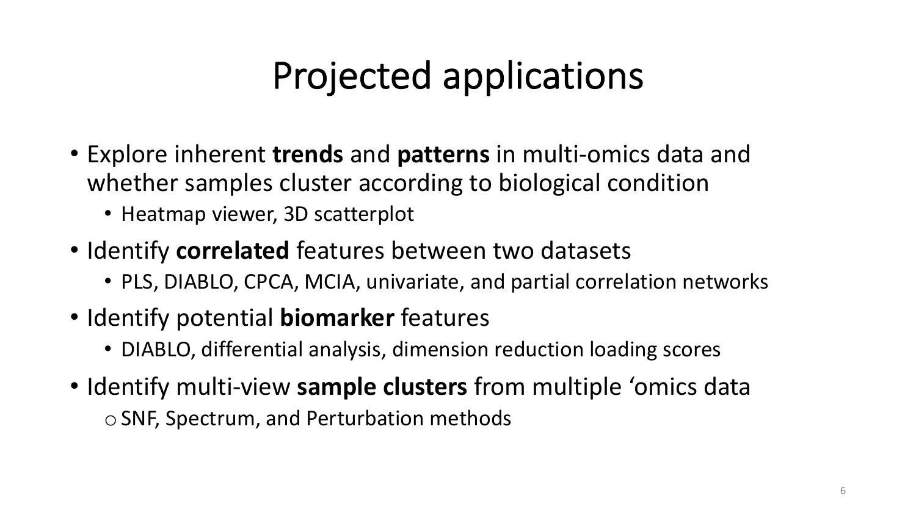# Projected applications

- Explore inherent **trends** and **patterns** in multi-omics data and whether samples cluster according to biological condition
  - Heatmap viewer, 3D scatterplot
- Identify **correlated** features between two datasets
  - PLS, DIABLO, CPCA, MCIA, univariate, and partial correlation networks
- Identify potential **biomarker** features
  - DIABLO, differential analysis, dimension reduction loading scores
- Identify multi-view **sample clusters** from multiple 'omics data
  - SNF, Spectrum, and Perturbation methods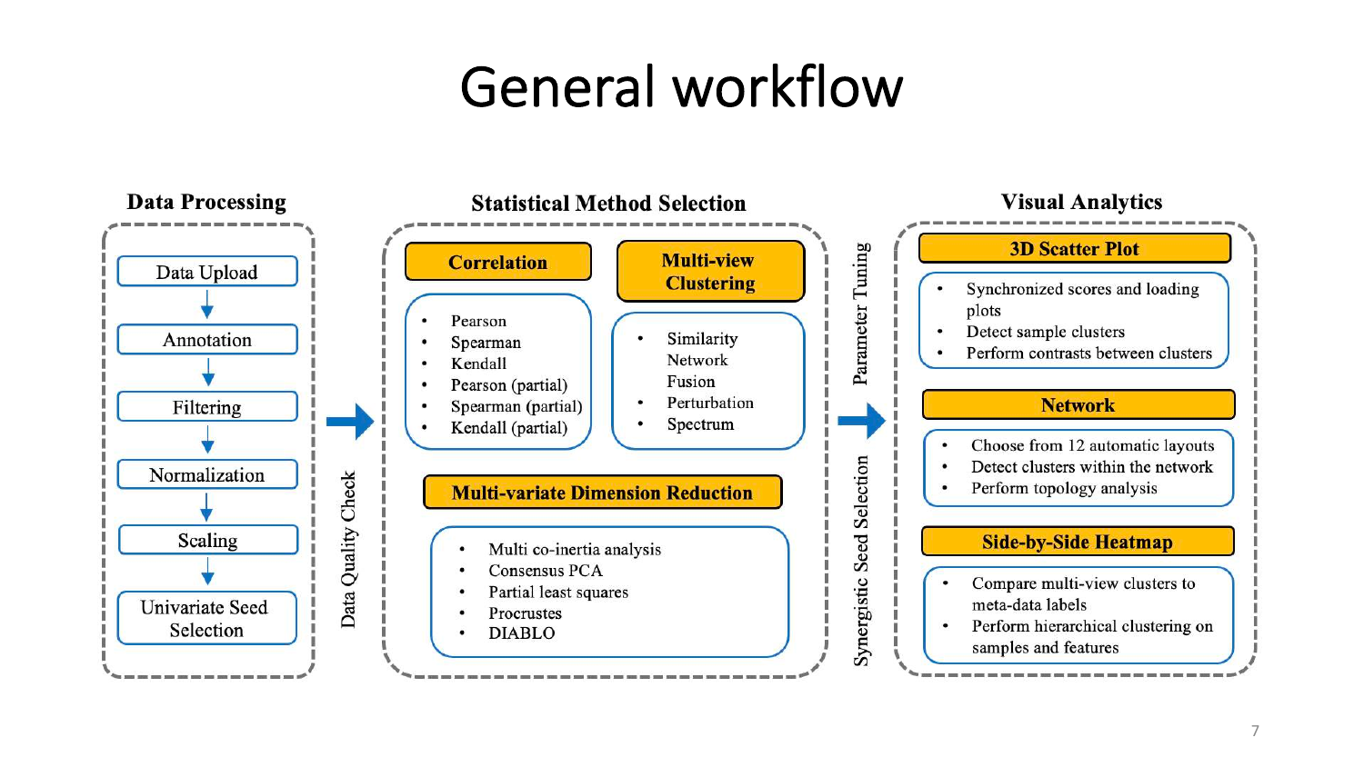# General workflow

## Data Processing

- Data Upload
- Annotation
- Filtering
- Normalization
- Scaling
- Univariate Seed Selection

→ Data Quality Check →

## Statistical Method Selection

**Correlation**

- Pearson
- Spearman
- Kendall
- Pearson (partial)
- Spearman (partial)
- Kendall (partial)

**Multi-view Clustering**

- Similarity Network Fusion
- Perturbation
- Spectrum

**Multi-variate Dimension Reduction**

- Multi co-inertia analysis
- Consensus PCA
- Partial least squares
- Procrustes
- DIABLO

→ Parameter Tuning / Synergistic Seed Selection →

## Visual Analytics

**3D Scatter Plot**

- Synchronized scores and loading plots
- Detect sample clusters
- Perform contrasts between clusters

**Network**

- Choose from 12 automatic layouts
- Detect clusters within the network
- Perform topology analysis

**Side-by-Side Heatmap**

- Compare multi-view clusters to meta-data labels
- Perform hierarchical clustering on samples and features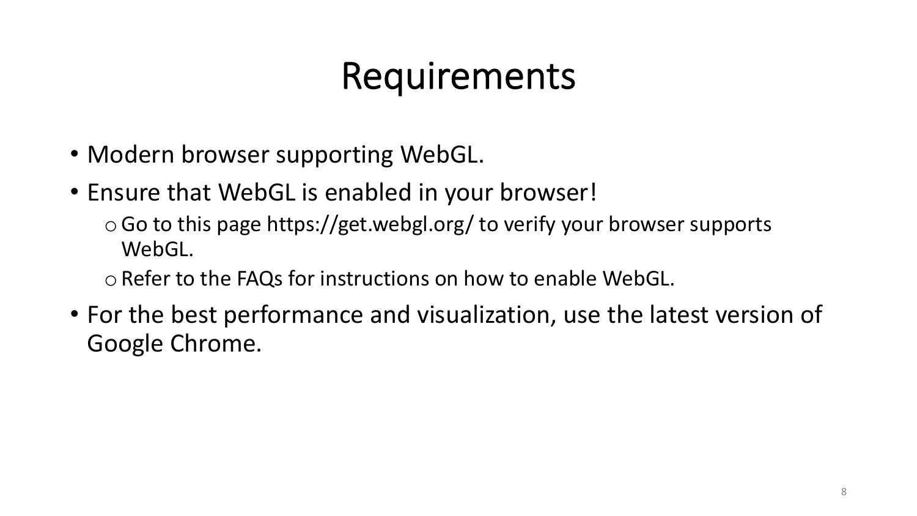# Requirements

- Modern browser supporting WebGL.
- Ensure that WebGL is enabled in your browser!
    - Go to this page https://get.webgl.org/ to verify your browser supports WebGL.
    - Refer to the FAQs for instructions on how to enable WebGL.
- For the best performance and visualization, use the latest version of Google Chrome.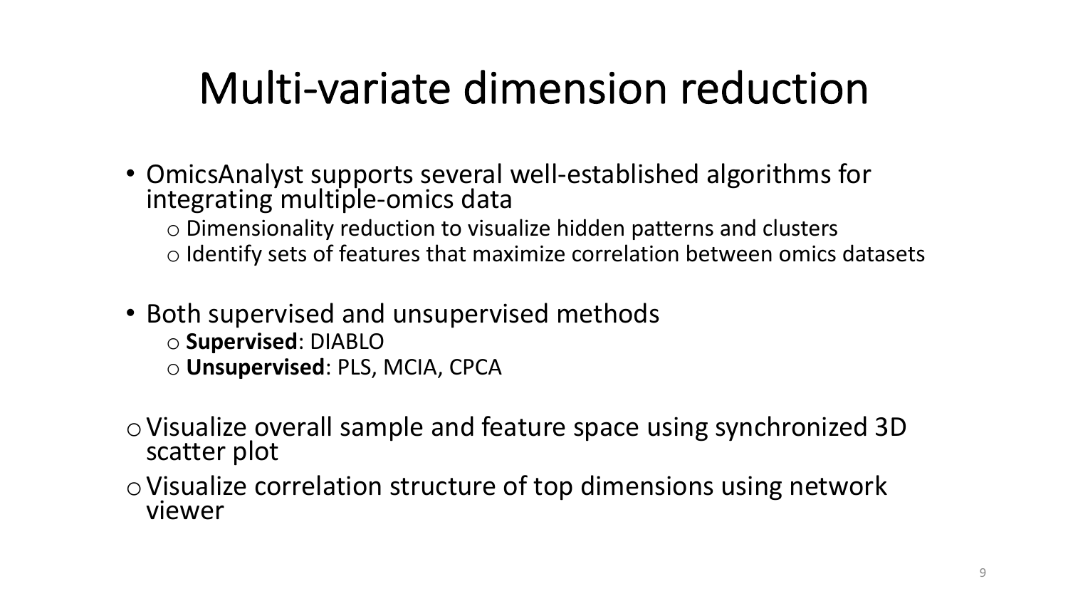# Multi-variate dimension reduction

- OmicsAnalyst supports several well-established algorithms for integrating multiple-omics data
  - o Dimensionality reduction to visualize hidden patterns and clusters
  - o Identify sets of features that maximize correlation between omics datasets

- Both supervised and unsupervised methods
  - o **Supervised**: DIABLO
  - o **Unsupervised**: PLS, MCIA, CPCA

- o Visualize overall sample and feature space using synchronized 3D scatter plot
- o Visualize correlation structure of top dimensions using network viewer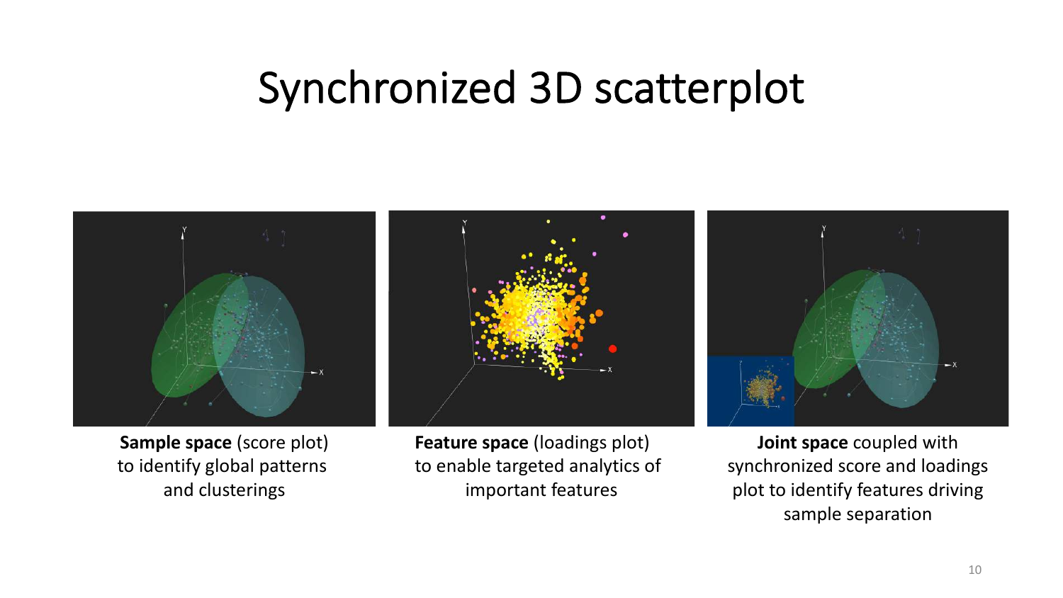# Synchronized 3D scatterplot

**Sample space** (score plot) to identify global patterns and clusterings

**Feature space** (loadings plot) to enable targeted analytics of important features

**Joint space** coupled with synchronized score and loadings plot to identify features driving sample separation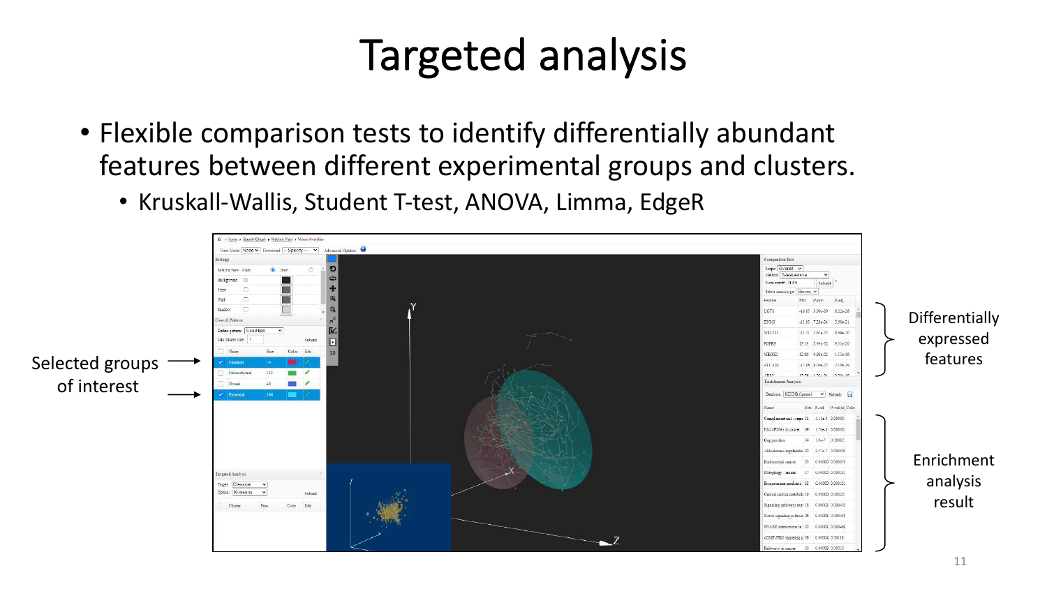# Targeted analysis

- Flexible comparison tests to identify differentially abundant features between different experimental groups and clusters.
  - Kruskall-Wallis, Student T-test, ANOVA, Limma, EdgeR

Selected groups of interest

Differentially expressed features

Enrichment analysis result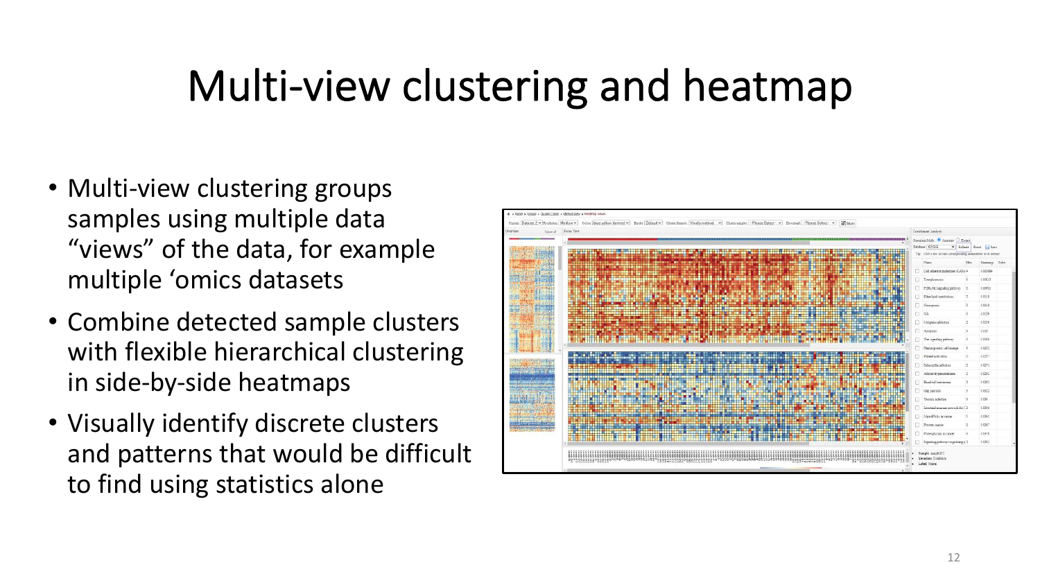# Multi-view clustering and heatmap

- Multi-view clustering groups samples using multiple data “views” of the data, for example multiple ‘omics datasets
- Combine detected sample clusters with flexible hierarchical clustering in side-by-side heatmaps
- Visually identify discrete clusters and patterns that would be difficult to find using statistics alone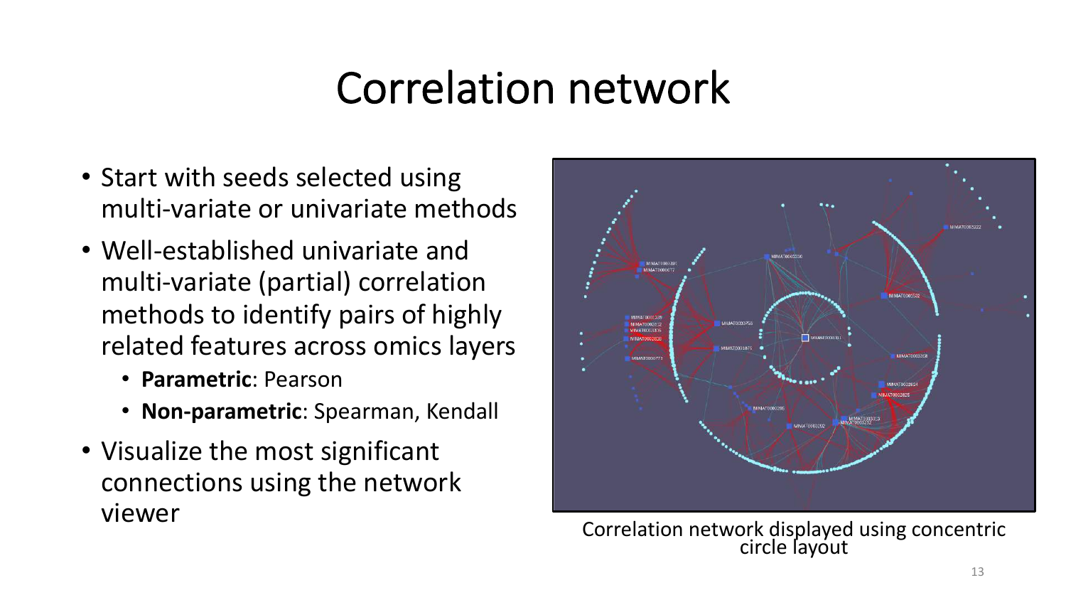# Correlation network

- Start with seeds selected using multi-variate or univariate methods
- Well-established univariate and multi-variate (partial) correlation methods to identify pairs of highly related features across omics layers
  - **Parametric**: Pearson
  - **Non-parametric**: Spearman, Kendall
- Visualize the most significant connections using the network viewer

Correlation network displayed using concentric circle layout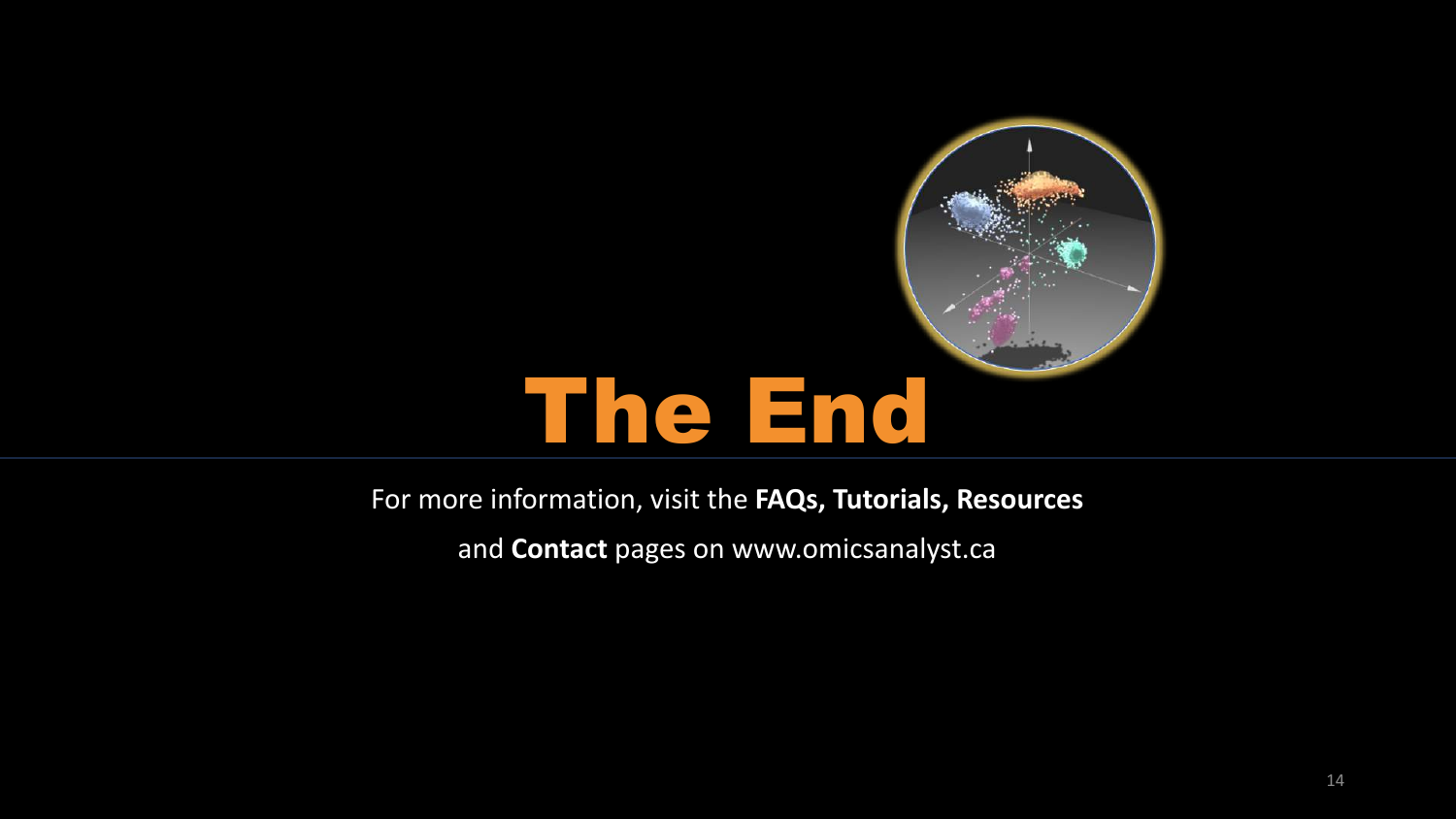# The End

For more information, visit the **FAQs, Tutorials, Resources** and **Contact** pages on www.omicsanalyst.ca